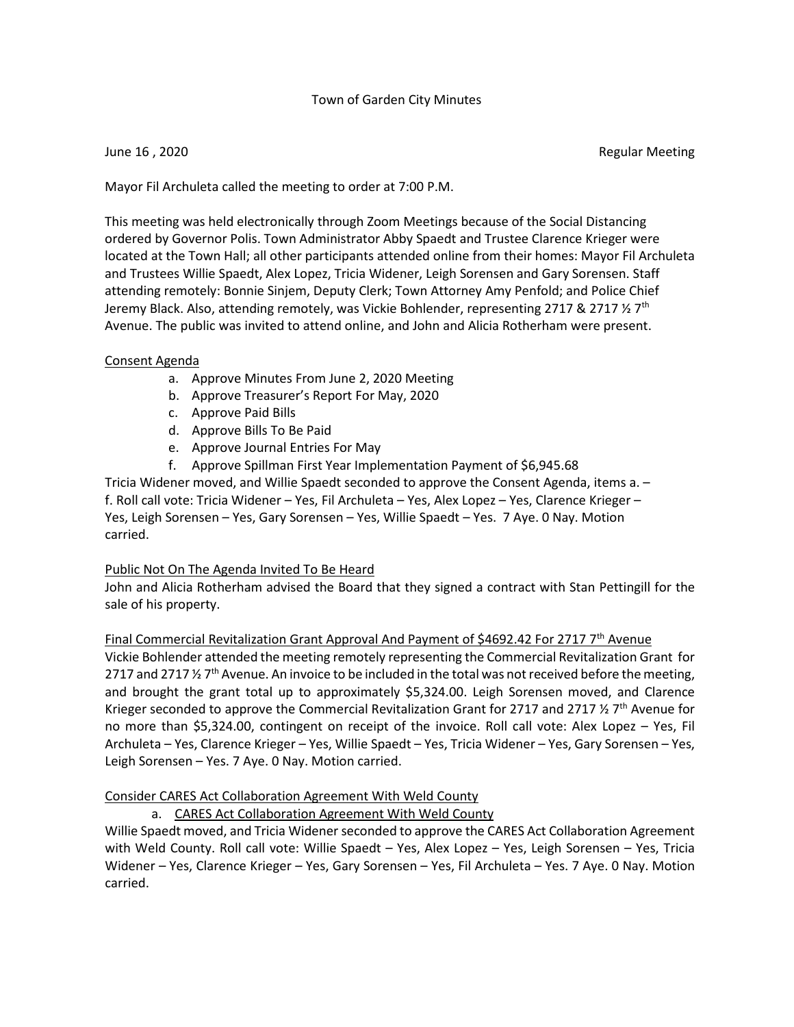Town of Garden City Minutes

June 16 , 2020 Regular Meeting

Mayor Fil Archuleta called the meeting to order at 7:00 P.M.

This meeting was held electronically through Zoom Meetings because of the Social Distancing ordered by Governor Polis. Town Administrator Abby Spaedt and Trustee Clarence Krieger were located at the Town Hall; all other participants attended online from their homes: Mayor Fil Archuleta and Trustees Willie Spaedt, Alex Lopez, Tricia Widener, Leigh Sorensen and Gary Sorensen. Staff attending remotely: Bonnie Sinjem, Deputy Clerk; Town Attorney Amy Penfold; and Police Chief Jeremy Black. Also, attending remotely, was Vickie Bohlender, representing 2717 & 2717 ½ 7th Avenue. The public was invited to attend online, and John and Alicia Rotherham were present.

Consent Agenda

a. Approve Minutes From June 2, 2020 Meeting
b. Approve Treasurer's Report For May, 2020
c. Approve Paid Bills
d. Approve Bills To Be Paid
e. Approve Journal Entries For May
f. Approve Spillman First Year Implementation Payment of $6,945.68

Tricia Widener moved, and Willie Spaedt seconded to approve the Consent Agenda, items a. – f. Roll call vote: Tricia Widener – Yes, Fil Archuleta – Yes, Alex Lopez – Yes, Clarence Krieger – Yes, Leigh Sorensen – Yes, Gary Sorensen – Yes, Willie Spaedt – Yes. 7 Aye. 0 Nay. Motion carried.

Public Not On The Agenda Invited To Be Heard

John and Alicia Rotherham advised the Board that they signed a contract with Stan Pettingill for the sale of his property.

Final Commercial Revitalization Grant Approval And Payment of $4692.42 For 2717 7th Avenue

Vickie Bohlender attended the meeting remotely representing the Commercial Revitalization Grant for 2717 and 2717 ½ 7th Avenue. An invoice to be included in the total was not received before the meeting, and brought the grant total up to approximately $5,324.00. Leigh Sorensen moved, and Clarence Krieger seconded to approve the Commercial Revitalization Grant for 2717 and 2717 ½ 7th Avenue for no more than $5,324.00, contingent on receipt of the invoice. Roll call vote: Alex Lopez – Yes, Fil Archuleta – Yes, Clarence Krieger – Yes, Willie Spaedt – Yes, Tricia Widener – Yes, Gary Sorensen – Yes, Leigh Sorensen – Yes. 7 Aye. 0 Nay. Motion carried.

Consider CARES Act Collaboration Agreement With Weld County

a. CARES Act Collaboration Agreement With Weld County

Willie Spaedt moved, and Tricia Widener seconded to approve the CARES Act Collaboration Agreement with Weld County. Roll call vote: Willie Spaedt – Yes, Alex Lopez – Yes, Leigh Sorensen – Yes, Tricia Widener – Yes, Clarence Krieger – Yes, Gary Sorensen – Yes, Fil Archuleta – Yes. 7 Aye. 0 Nay. Motion carried.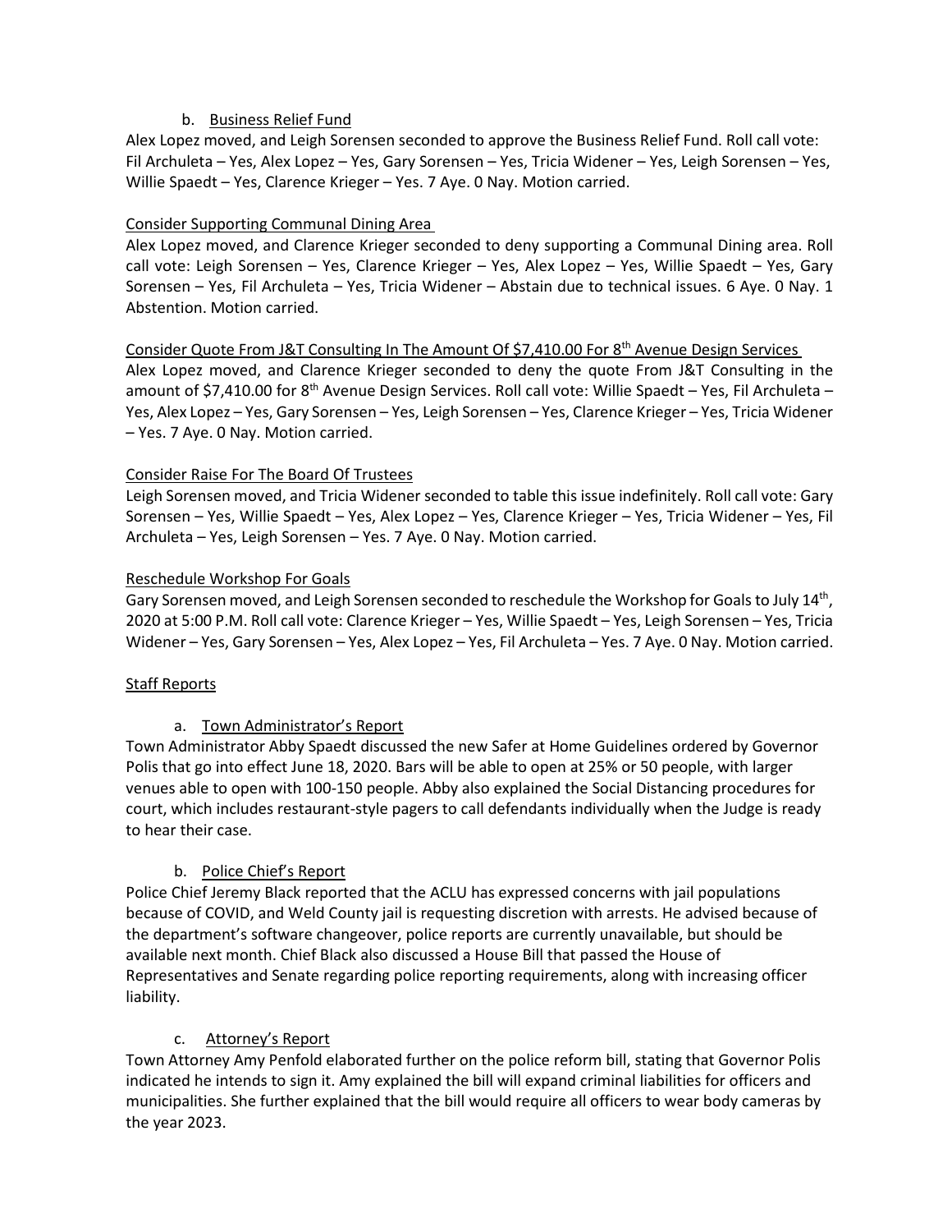b. Business Relief Fund

Alex Lopez moved, and Leigh Sorensen seconded to approve the Business Relief Fund. Roll call vote: Fil Archuleta – Yes, Alex Lopez – Yes, Gary Sorensen – Yes, Tricia Widener – Yes, Leigh Sorensen – Yes, Willie Spaedt – Yes, Clarence Krieger – Yes. 7 Aye. 0 Nay. Motion carried.

Consider Supporting Communal Dining Area

Alex Lopez moved, and Clarence Krieger seconded to deny supporting a Communal Dining area. Roll call vote: Leigh Sorensen – Yes, Clarence Krieger – Yes, Alex Lopez – Yes, Willie Spaedt – Yes, Gary Sorensen – Yes, Fil Archuleta – Yes, Tricia Widener – Abstain due to technical issues. 6 Aye. 0 Nay. 1 Abstention. Motion carried.

Consider Quote From J&T Consulting In The Amount Of $7,410.00 For 8th Avenue Design Services

Alex Lopez moved, and Clarence Krieger seconded to deny the quote From J&T Consulting in the amount of $7,410.00 for 8th Avenue Design Services. Roll call vote: Willie Spaedt – Yes, Fil Archuleta – Yes, Alex Lopez – Yes, Gary Sorensen – Yes, Leigh Sorensen – Yes, Clarence Krieger – Yes, Tricia Widener – Yes. 7 Aye. 0 Nay. Motion carried.

Consider Raise For The Board Of Trustees

Leigh Sorensen moved, and Tricia Widener seconded to table this issue indefinitely. Roll call vote: Gary Sorensen – Yes, Willie Spaedt – Yes, Alex Lopez – Yes, Clarence Krieger – Yes, Tricia Widener – Yes, Fil Archuleta – Yes, Leigh Sorensen – Yes. 7 Aye. 0 Nay. Motion carried.

Reschedule Workshop For Goals

Gary Sorensen moved, and Leigh Sorensen seconded to reschedule the Workshop for Goals to July 14th, 2020 at 5:00 P.M. Roll call vote: Clarence Krieger – Yes, Willie Spaedt – Yes, Leigh Sorensen – Yes, Tricia Widener – Yes, Gary Sorensen – Yes, Alex Lopez – Yes, Fil Archuleta – Yes. 7 Aye. 0 Nay. Motion carried.

Staff Reports

a. Town Administrator's Report

Town Administrator Abby Spaedt discussed the new Safer at Home Guidelines ordered by Governor Polis that go into effect June 18, 2020. Bars will be able to open at 25% or 50 people, with larger venues able to open with 100-150 people. Abby also explained the Social Distancing procedures for court, which includes restaurant-style pagers to call defendants individually when the Judge is ready to hear their case.

b. Police Chief's Report

Police Chief Jeremy Black reported that the ACLU has expressed concerns with jail populations because of COVID, and Weld County jail is requesting discretion with arrests. He advised because of the department's software changeover, police reports are currently unavailable, but should be available next month. Chief Black also discussed a House Bill that passed the House of Representatives and Senate regarding police reporting requirements, along with increasing officer liability.

c. Attorney's Report

Town Attorney Amy Penfold elaborated further on the police reform bill, stating that Governor Polis indicated he intends to sign it. Amy explained the bill will expand criminal liabilities for officers and municipalities. She further explained that the bill would require all officers to wear body cameras by the year 2023.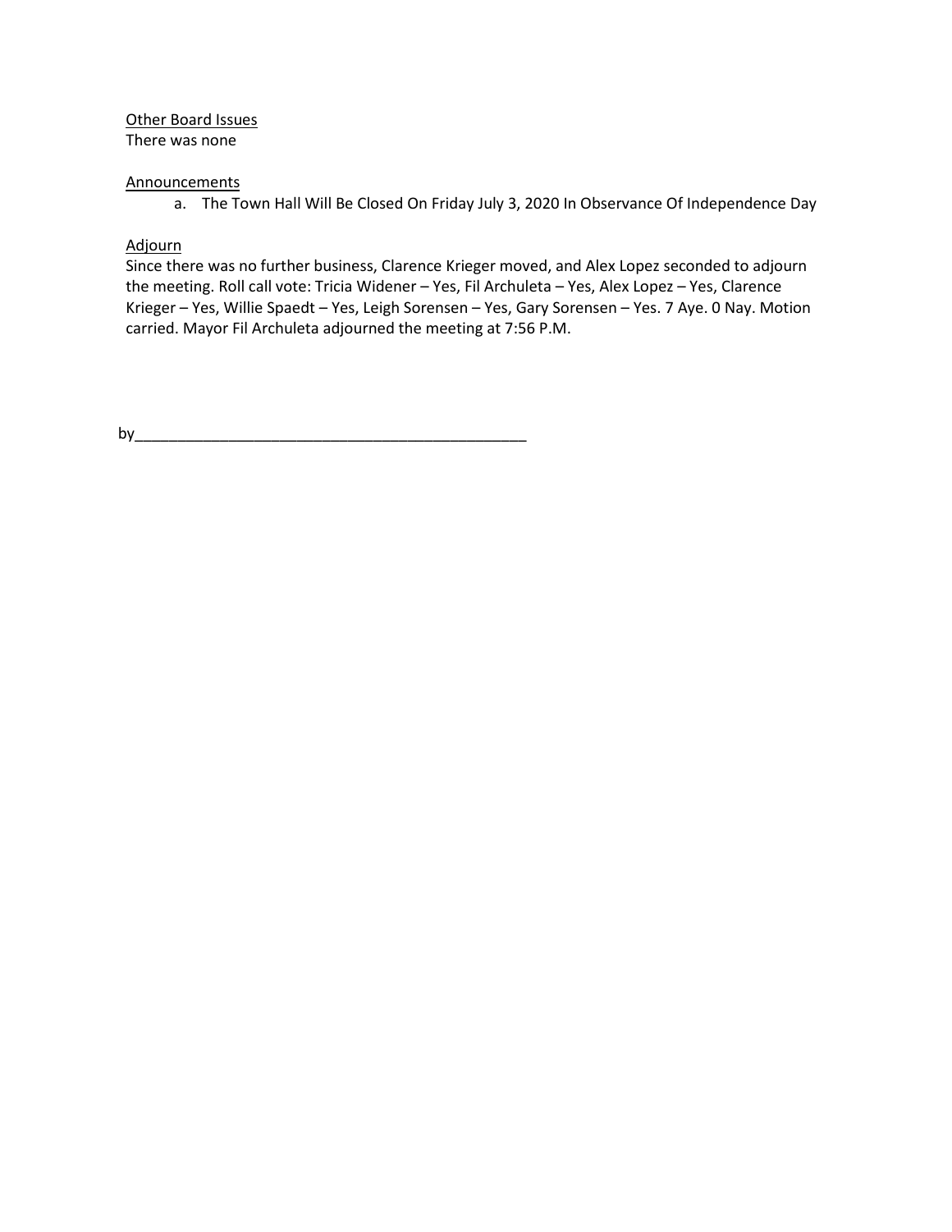Other Board Issues

There was none

Announcements

a. The Town Hall Will Be Closed On Friday July 3, 2020 In Observance Of Independence Day

Adjourn

Since there was no further business, Clarence Krieger moved, and Alex Lopez seconded to adjourn the meeting. Roll call vote: Tricia Widener – Yes, Fil Archuleta – Yes, Alex Lopez – Yes, Clarence Krieger – Yes, Willie Spaedt – Yes, Leigh Sorensen – Yes, Gary Sorensen – Yes. 7 Aye. 0 Nay. Motion carried. Mayor Fil Archuleta adjourned the meeting at 7:56 P.M.

by_______________________________________________